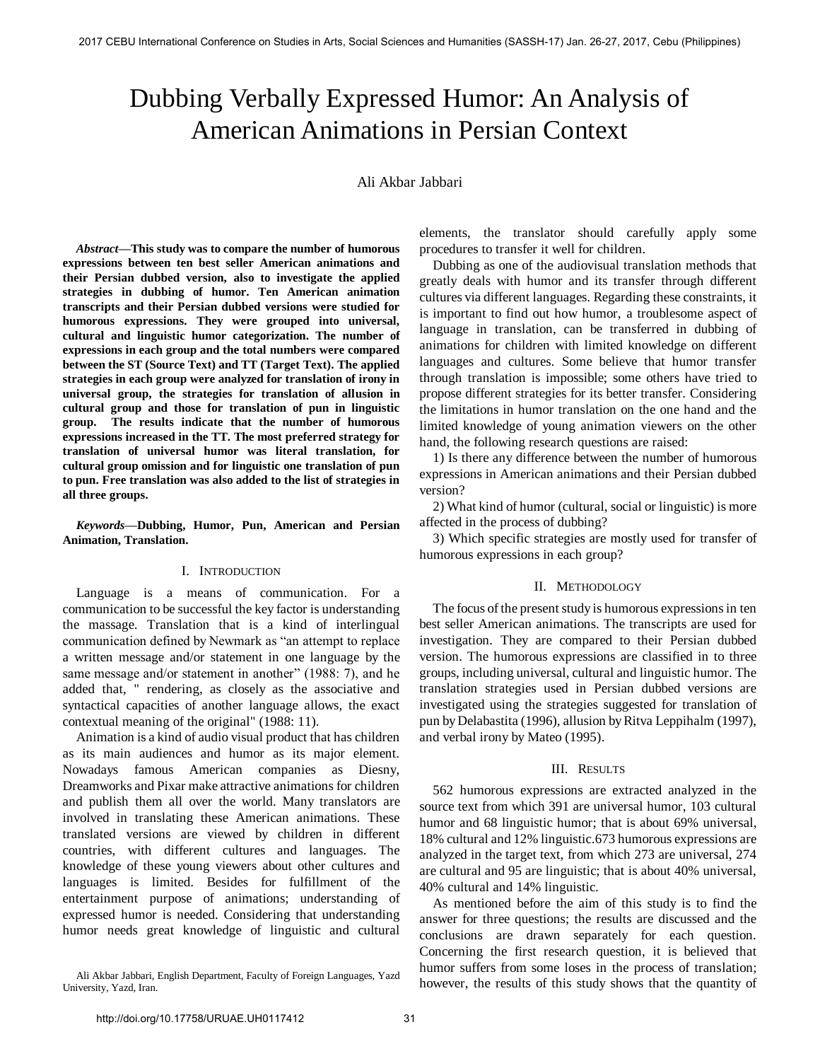# Dubbing Verbally Expressed Humor: An Analysis of American Animations in Persian Context

Ali Akbar Jabbari

***Abstract*****—This study was to compare the number of humorous expressions between ten best seller American animations and their Persian dubbed version, also to investigate the applied strategies in dubbing of humor. Ten American animation transcripts and their Persian dubbed versions were studied for humorous expressions. They were grouped into universal, cultural and linguistic humor categorization. The number of expressions in each group and the total numbers were compared between the ST (Source Text) and TT (Target Text). The applied strategies in each group were analyzed for translation of irony in universal group, the strategies for translation of allusion in cultural group and those for translation of pun in linguistic group. The results indicate that the number of humorous expressions increased in the TT. The most preferred strategy for translation of universal humor was literal translation, for cultural group omission and for linguistic one translation of pun to pun. Free translation was also added to the list of strategies in all three groups.**

***Keywords*****—Dubbing, Humor, Pun, American and Persian Animation, Translation.**

## I. Introduction

Language is a means of communication. For a communication to be successful the key factor is understanding the massage. Translation that is a kind of interlingual communication defined by Newmark as "an attempt to replace a written message and/or statement in one language by the same message and/or statement in another" (1988: 7), and he added that, " rendering, as closely as the associative and syntactical capacities of another language allows, the exact contextual meaning of the original" (1988: 11).

Animation is a kind of audio visual product that has children as its main audiences and humor as its major element. Nowadays famous American companies as Diesny, Dreamworks and Pixar make attractive animations for children and publish them all over the world. Many translators are involved in translating these American animations. These translated versions are viewed by children in different countries, with different cultures and languages. The knowledge of these young viewers about other cultures and languages is limited. Besides for fulfillment of the entertainment purpose of animations; understanding of expressed humor is needed. Considering that understanding humor needs great knowledge of linguistic and cultural elements, the translator should carefully apply some procedures to transfer it well for children.

Dubbing as one of the audiovisual translation methods that greatly deals with humor and its transfer through different cultures via different languages. Regarding these constraints, it is important to find out how humor, a troublesome aspect of language in translation, can be transferred in dubbing of animations for children with limited knowledge on different languages and cultures. Some believe that humor transfer through translation is impossible; some others have tried to propose different strategies for its better transfer. Considering the limitations in humor translation on the one hand and the limited knowledge of young animation viewers on the other hand, the following research questions are raised:

1) Is there any difference between the number of humorous expressions in American animations and their Persian dubbed version?

2) What kind of humor (cultural, social or linguistic) is more affected in the process of dubbing?

3) Which specific strategies are mostly used for transfer of humorous expressions in each group?

## II. Methodology

The focus of the present study is humorous expressions in ten best seller American animations. The transcripts are used for investigation. They are compared to their Persian dubbed version. The humorous expressions are classified in to three groups, including universal, cultural and linguistic humor. The translation strategies used in Persian dubbed versions are investigated using the strategies suggested for translation of pun by Delabastita (1996), allusion by Ritva Leppihalm (1997), and verbal irony by Mateo (1995).

## III. Results

562 humorous expressions are extracted analyzed in the source text from which 391 are universal humor, 103 cultural humor and 68 linguistic humor; that is about 69% universal, 18% cultural and 12% linguistic.673 humorous expressions are analyzed in the target text, from which 273 are universal, 274 are cultural and 95 are linguistic; that is about 40% universal, 40% cultural and 14% linguistic.

As mentioned before the aim of this study is to find the answer for three questions; the results are discussed and the conclusions are drawn separately for each question. Concerning the first research question, it is believed that humor suffers from some loses in the process of translation; however, the results of this study shows that the quantity of

Ali Akbar Jabbari, English Department, Faculty of Foreign Languages, Yazd University, Yazd, Iran.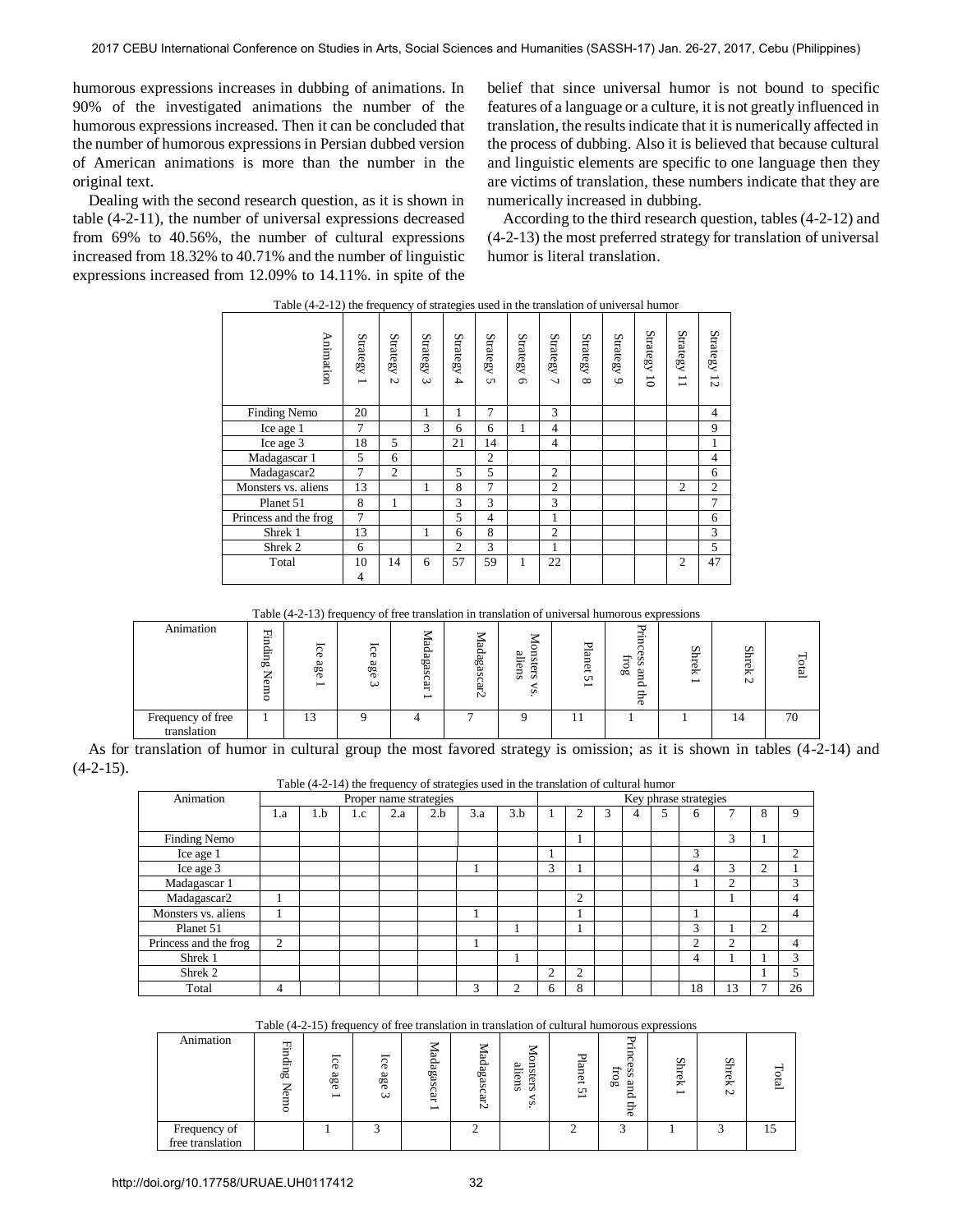humorous expressions increases in dubbing of animations. In 90% of the investigated animations the number of the humorous expressions increased. Then it can be concluded that the number of humorous expressions in Persian dubbed version of American animations is more than the number in the original text.

Dealing with the second research question, as it is shown in table (4-2-11), the number of universal expressions decreased from 69% to 40.56%, the number of cultural expressions increased from 18.32% to 40.71% and the number of linguistic expressions increased from 12.09% to 14.11%. in spite of the belief that since universal humor is not bound to specific features of a language or a culture, it is not greatly influenced in translation, the results indicate that it is numerically affected in the process of dubbing. Also it is believed that because cultural and linguistic elements are specific to one language then they are victims of translation, these numbers indicate that they are numerically increased in dubbing.

According to the third research question, tables (4-2-12) and (4-2-13) the most preferred strategy for translation of universal humor is literal translation.

Table (4-2-12) the frequency of strategies used in the translation of universal humor

| Animation | Strategy 1 | Strategy 2 | Strategy 3 | Strategy 4 | Strategy 5 | Strategy 6 | Strategy 7 | Strategy 8 | Strategy 9 | Strategy 10 | Strategy 11 | Strategy 12 |
|---|---|---|---|---|---|---|---|---|---|---|---|---|
| Finding Nemo | 20 | | 1 | 1 | 7 | | 3 | | | | | 4 |
| Ice age 1 | 7 | | 3 | 6 | 6 | 1 | 4 | | | | | 9 |
| Ice age 3 | 18 | 5 | | 21 | 14 | | 4 | | | | | 1 |
| Madagascar 1 | 5 | 6 | | | 2 | | | | | | | 4 |
| Madagascar2 | 7 | 2 | | 5 | 5 | | 2 | | | | | 6 |
| Monsters vs. aliens | 13 | | 1 | 8 | 7 | | 2 | | | | 2 | 2 |
| Planet 51 | 8 | 1 | | 3 | 3 | | 3 | | | | | 7 |
| Princess and the frog | 7 | | | 5 | 4 | | 1 | | | | | 6 |
| Shrek 1 | 13 | | 1 | 6 | 8 | | 2 | | | | | 3 |
| Shrek 2 | 6 | | | 2 | 3 | | 1 | | | | | 5 |
| Total | 104 | 14 | 6 | 57 | 59 | 1 | 22 | | | | 2 | 47 |

Table (4-2-13) frequency of free translation in translation of universal humorous expressions

| Animation | Finding Nemo | Ice age 1 | Ice age 3 | Madagascar 1 | Madagascar2 | Monsters vs. aliens | Planet 51 | Princess and the frog | Shrek 1 | Shrek 2 | Total |
|---|---|---|---|---|---|---|---|---|---|---|---|
| Frequency of free translation | 1 | 13 | 9 | 4 | 7 | 9 | 11 | 1 | 1 | 14 | 70 |

As for translation of humor in cultural group the most favored strategy is omission; as it is shown in tables (4-2-14) and (4-2-15).

Table (4-2-14) the frequency of strategies used in the translation of cultural humor

| Animation | Proper name strategies | | | | | | | Key phrase strategies | | | | | | | | |
|---|---|---|---|---|---|---|---|---|---|---|---|---|---|---|---|---|
| | 1.a | 1.b | 1.c | 2.a | 2.b | 3.a | 3.b | 1 | 2 | 3 | 4 | 5 | 6 | 7 | 8 | 9 |
| Finding Nemo | | | | | | | | | 1 | | | | | 3 | 1 | |
| Ice age 1 | | | | | | | | 1 | | | | | 3 | | | 2 |
| Ice age 3 | | | | | | 1 | | 3 | 1 | | | | 4 | 3 | 2 | 1 |
| Madagascar 1 | | | | | | | | | | | | | 1 | 2 | | 3 |
| Madagascar2 | 1 | | | | | | | | 2 | | | | | 1 | | 4 |
| Monsters vs. aliens | 1 | | | | | 1 | | | 1 | | | | 1 | | | 4 |
| Planet 51 | | | | | | | 1 | | 1 | | | | 3 | 1 | 2 | |
| Princess and the frog | 2 | | | | | 1 | | | | | | | 2 | 2 | | 4 |
| Shrek 1 | | | | | | | 1 | | | | | | 4 | 1 | 1 | 3 |
| Shrek 2 | | | | | | | | 2 | 2 | | | | | | 1 | 5 |
| Total | 4 | | | | | 3 | 2 | 6 | 8 | | | | 18 | 13 | 7 | 26 |

Table (4-2-15) frequency of free translation in translation of cultural humorous expressions

| Animation | Finding Nemo | Ice age 1 | Ice age 3 | Madagascar 1 | Madagascar2 | Monsters vs. aliens | Planet 51 | Princess and the frog | Shrek 1 | Shrek 2 | Total |
|---|---|---|---|---|---|---|---|---|---|---|---|
| Frequency of free translation | | 1 | 3 | | 2 | | 2 | 3 | 1 | 3 | 15 |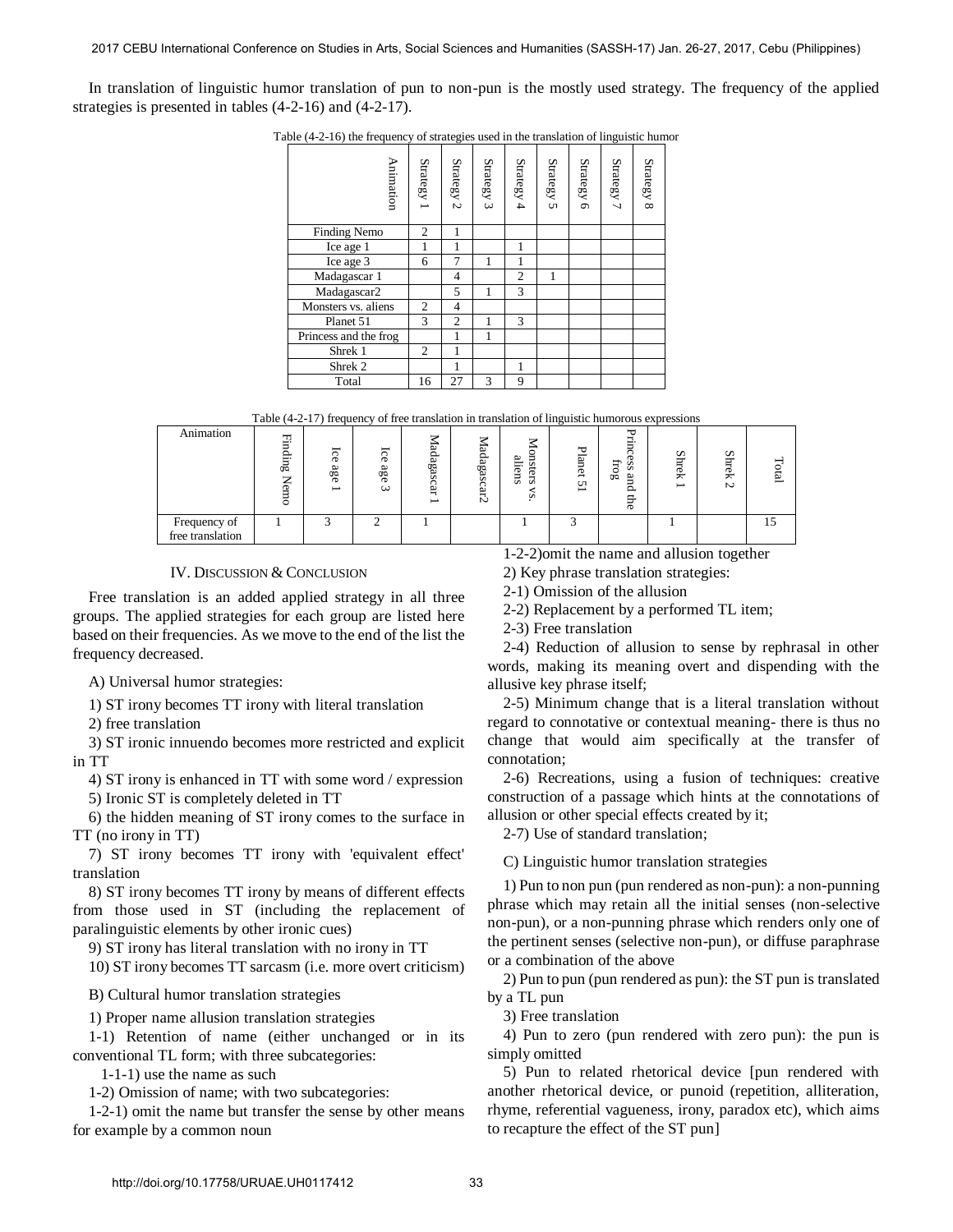In translation of linguistic humor translation of pun to non-pun is the mostly used strategy. The frequency of the applied strategies is presented in tables (4-2-16) and (4-2-17).

Table (4-2-16) the frequency of strategies used in the translation of linguistic humor

| Animation | Strategy 1 | Strategy 2 | Strategy 3 | Strategy 4 | Strategy 5 | Strategy 6 | Strategy 7 | Strategy 8 |
|---|---|---|---|---|---|---|---|---|
| Finding Nemo | 2 | 1 | | | | | | |
| Ice age 1 | 1 | 1 | | 1 | | | | |
| Ice age 3 | 6 | 7 | 1 | 1 | | | | |
| Madagascar 1 | | 4 | | 2 | 1 | | | |
| Madagascar2 | | 5 | 1 | 3 | | | | |
| Monsters vs. aliens | 2 | 4 | | | | | | |
| Planet 51 | 3 | 2 | 1 | 3 | | | | |
| Princess and the frog | | 1 | 1 | | | | | |
| Shrek 1 | 2 | 1 | | | | | | |
| Shrek 2 | | 1 | | 1 | | | | |
| Total | 16 | 27 | 3 | 9 | | | | |

Table (4-2-17) frequency of free translation in translation of linguistic humorous expressions

| Animation | Finding Nemo | Ice age 1 | Ice age 3 | Madagascar 1 | Madagascar2 | Monsters vs. aliens | Planet 51 | Princess and the frog | Shrek 1 | Shrek 2 | Total |
|---|---|---|---|---|---|---|---|---|---|---|---|
| Frequency of free translation | 1 | 3 | 2 | 1 | | 1 | 3 | | 1 | | 15 |

## IV. Discussion & Conclusion

Free translation is an added applied strategy in all three groups. The applied strategies for each group are listed here based on their frequencies. As we move to the end of the list the frequency decreased.

A) Universal humor strategies:

1) ST irony becomes TT irony with literal translation

2) free translation

3) ST ironic innuendo becomes more restricted and explicit in TT

4) ST irony is enhanced in TT with some word / expression

5) Ironic ST is completely deleted in TT

6) the hidden meaning of ST irony comes to the surface in TT (no irony in TT)

7) ST irony becomes TT irony with 'equivalent effect' translation

8) ST irony becomes TT irony by means of different effects from those used in ST (including the replacement of paralinguistic elements by other ironic cues)

9) ST irony has literal translation with no irony in TT

10) ST irony becomes TT sarcasm (i.e. more overt criticism)

B) Cultural humor translation strategies

1) Proper name allusion translation strategies

1-1) Retention of name (either unchanged or in its conventional TL form; with three subcategories:

1-1-1) use the name as such

1-2) Omission of name; with two subcategories:

1-2-1) omit the name but transfer the sense by other means for example by a common noun

1-2-2)omit the name and allusion together

2) Key phrase translation strategies:

2-1) Omission of the allusion

2-2) Replacement by a performed TL item;

2-3) Free translation

2-4) Reduction of allusion to sense by rephrasal in other words, making its meaning overt and dispending with the allusive key phrase itself;

2-5) Minimum change that is a literal translation without regard to connotative or contextual meaning- there is thus no change that would aim specifically at the transfer of connotation;

2-6) Recreations, using a fusion of techniques: creative construction of a passage which hints at the connotations of allusion or other special effects created by it;

2-7) Use of standard translation;

C) Linguistic humor translation strategies

1) Pun to non pun (pun rendered as non-pun): a non-punning phrase which may retain all the initial senses (non-selective non-pun), or a non-punning phrase which renders only one of the pertinent senses (selective non-pun), or diffuse paraphrase or a combination of the above

2) Pun to pun (pun rendered as pun): the ST pun is translated by a TL pun

3) Free translation

4) Pun to zero (pun rendered with zero pun): the pun is simply omitted

5) Pun to related rhetorical device [pun rendered with another rhetorical device, or punoid (repetition, alliteration, rhyme, referential vagueness, irony, paradox etc), which aims to recapture the effect of the ST pun]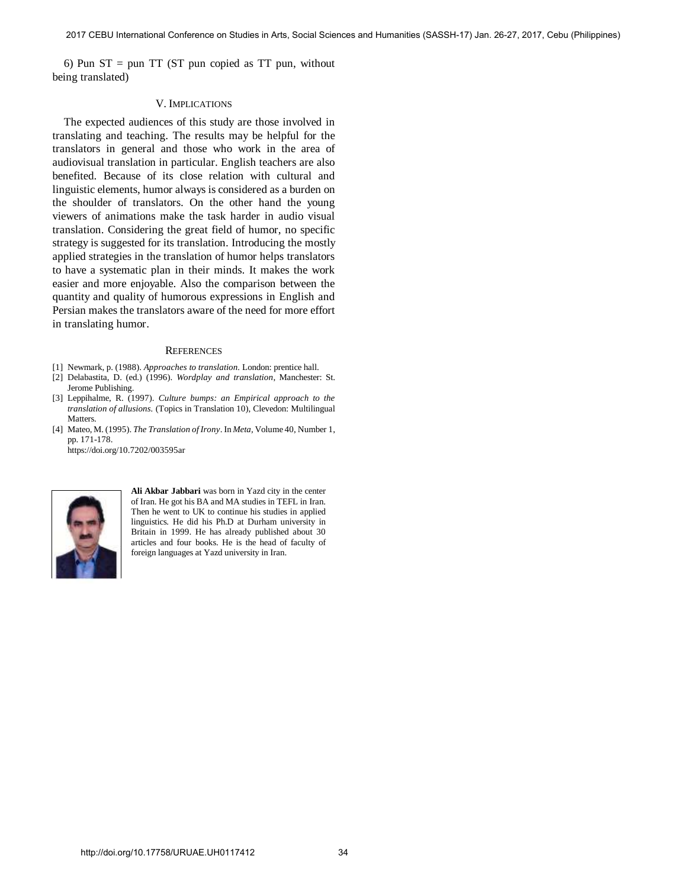6) Pun ST = pun TT (ST pun copied as TT pun, without being translated)

## V. Implications

The expected audiences of this study are those involved in translating and teaching. The results may be helpful for the translators in general and those who work in the area of audiovisual translation in particular. English teachers are also benefited. Because of its close relation with cultural and linguistic elements, humor always is considered as a burden on the shoulder of translators. On the other hand the young viewers of animations make the task harder in audio visual translation. Considering the great field of humor, no specific strategy is suggested for its translation. Introducing the mostly applied strategies in the translation of humor helps translators to have a systematic plan in their minds. It makes the work easier and more enjoyable. Also the comparison between the quantity and quality of humorous expressions in English and Persian makes the translators aware of the need for more effort in translating humor.

## References

[1] Newmark, p. (1988). *Approaches to translation*. London: prentice hall.

[2] Delabastita, D. (ed.) (1996). *Wordplay and translation*, Manchester: St. Jerome Publishing.

[3] Leppihalme, R. (1997). *Culture bumps: an Empirical approach to the translation of allusions*. (Topics in Translation 10), Clevedon: Multilingual Matters.

[4] Mateo, M. (1995). *The Translation of Irony*. In *Meta*, Volume 40, Number 1, pp. 171-178. https://doi.org/10.7202/003595ar

**Ali Akbar Jabbari** was born in Yazd city in the center of Iran. He got his BA and MA studies in TEFL in Iran. Then he went to UK to continue his studies in applied linguistics. He did his Ph.D at Durham university in Britain in 1999. He has already published about 30 articles and four books. He is the head of faculty of foreign languages at Yazd university in Iran.